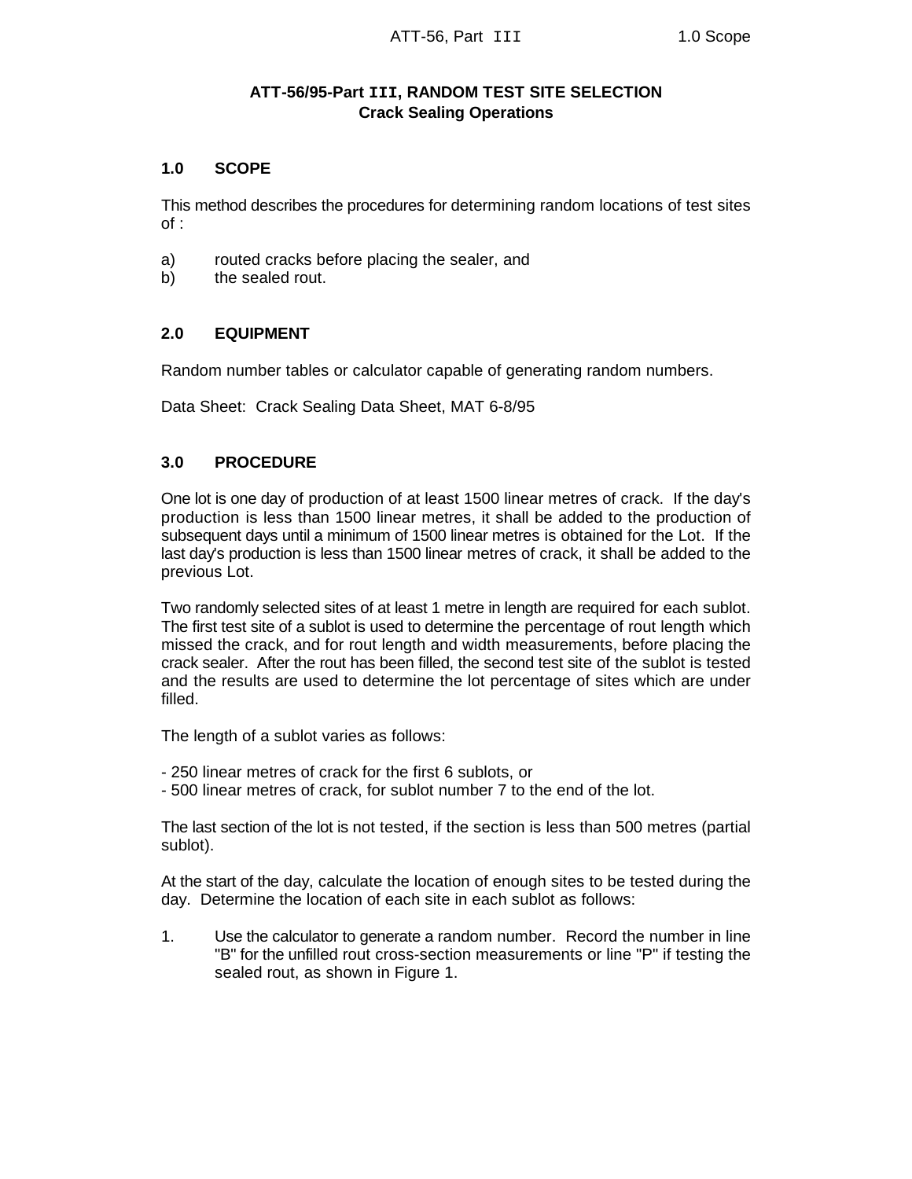# ATT-56/95-Part III, RANDOM TEST SITE SELECTION
## Crack Sealing Operations

## 1.0 SCOPE

This method describes the procedures for determining random locations of test sites of :

a) routed cracks before placing the sealer, and
b) the sealed rout.

## 2.0 EQUIPMENT

Random number tables or calculator capable of generating random numbers.

Data Sheet: Crack Sealing Data Sheet, MAT 6-8/95

## 3.0 PROCEDURE

One lot is one day of production of at least 1500 linear metres of crack. If the day's production is less than 1500 linear metres, it shall be added to the production of subsequent days until a minimum of 1500 linear metres is obtained for the Lot. If the last day's production is less than 1500 linear metres of crack, it shall be added to the previous Lot.

Two randomly selected sites of at least 1 metre in length are required for each sublot. The first test site of a sublot is used to determine the percentage of rout length which missed the crack, and for rout length and width measurements, before placing the crack sealer. After the rout has been filled, the second test site of the sublot is tested and the results are used to determine the lot percentage of sites which are under filled.

The length of a sublot varies as follows:

- 250 linear metres of crack for the first 6 sublots, or
- 500 linear metres of crack, for sublot number 7 to the end of the lot.

The last section of the lot is not tested, if the section is less than 500 metres (partial sublot).

At the start of the day, calculate the location of enough sites to be tested during the day. Determine the location of each site in each sublot as follows:

1. Use the calculator to generate a random number. Record the number in line "B" for the unfilled rout cross-section measurements or line "P" if testing the sealed rout, as shown in Figure 1.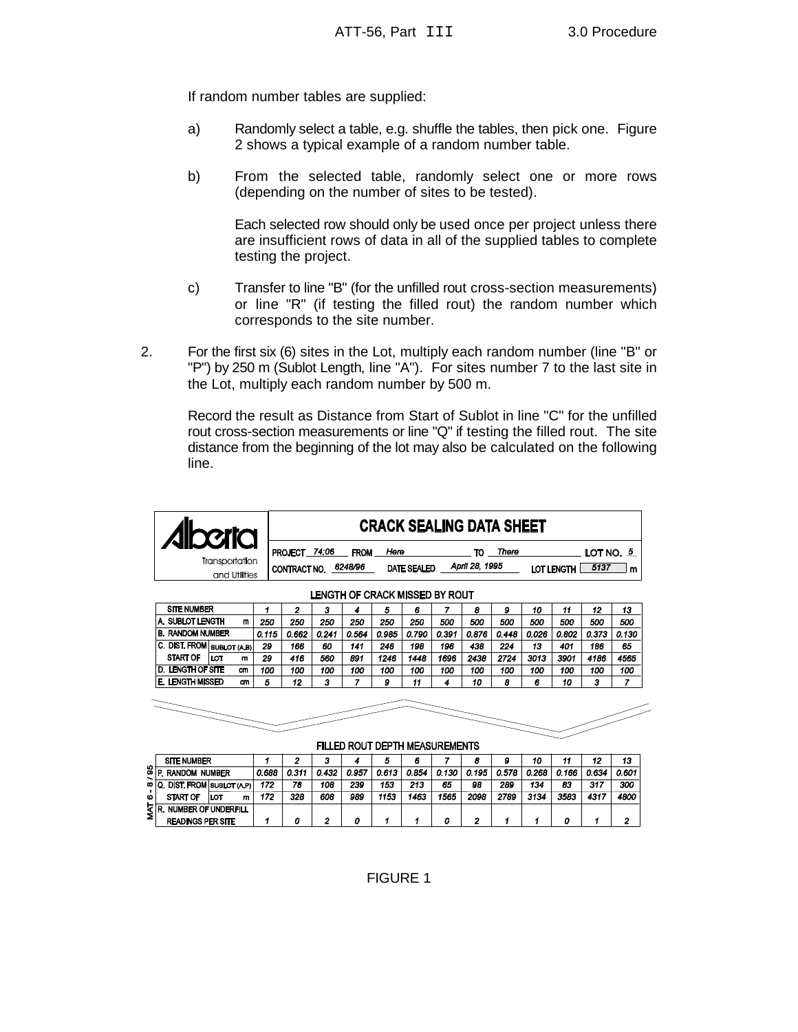If random number tables are supplied:

a) Randomly select a table, e.g. shuffle the tables, then pick one. Figure 2 shows a typical example of a random number table.

b) From the selected table, randomly select one or more rows (depending on the number of sites to be tested).

   Each selected row should only be used once per project unless there are insufficient rows of data in all of the supplied tables to complete testing the project.

c) Transfer to line "B" (for the unfilled rout cross-section measurements) or line "R" (if testing the filled rout) the random number which corresponds to the site number.

2. For the first six (6) sites in the Lot, multiply each random number (line "B" or "P") by 250 m (Sublot Length, line "A"). For sites number 7 to the last site in the Lot, multiply each random number by 500 m.

   Record the result as Distance from Start of Sublot in line "C" for the unfilled rout cross-section measurements or line "Q" if testing the filled rout. The site distance from the beginning of the lot may also be calculated on the following line.

**Alberta** Transportation and Utilities

**CRACK SEALING DATA SHEET**

PROJECT *74:06* FROM *Here* TO *There* LOT NO. *5*

CONTRACT NO. *6248/96* DATE SEALED *April 28, 1995* LOT LENGTH *5137* m

**LENGTH OF CRACK MISSED BY ROUT**

| SITE NUMBER | | 1 | 2 | 3 | 4 | 5 | 6 | 7 | 8 | 9 | 10 | 11 | 12 | 13 |
|---|---|---|---|---|---|---|---|---|---|---|---|---|---|---|
| A. SUBLOT LENGTH | m | 250 | 250 | 250 | 250 | 250 | 250 | 500 | 500 | 500 | 500 | 500 | 500 | 500 |
| B. RANDOM NUMBER | | 0.115 | 0.662 | 0.241 | 0.564 | 0.985 | 0.790 | 0.391 | 0.876 | 0.448 | 0.026 | 0.802 | 0.373 | 0.130 |
| C. DIST. FROM START OF | SUBLOT (A,B) | 29 | 166 | 60 | 141 | 246 | 198 | 196 | 438 | 224 | 13 | 401 | 186 | 65 |
| | LOT m | 29 | 416 | 560 | 891 | 1246 | 1448 | 1696 | 2438 | 2724 | 3013 | 3901 | 4186 | 4565 |
| D. LENGTH OF SITE | cm | 100 | 100 | 100 | 100 | 100 | 100 | 100 | 100 | 100 | 100 | 100 | 100 | 100 |
| E. LENGTH MISSED | cm | 5 | 12 | 3 | 7 | 9 | 11 | 4 | 10 | 8 | 6 | 10 | 3 | 7 |

**FILLED ROUT DEPTH MEASUREMENTS**

| SITE NUMBER | | 1 | 2 | 3 | 4 | 5 | 6 | 7 | 8 | 9 | 10 | 11 | 12 | 13 |
|---|---|---|---|---|---|---|---|---|---|---|---|---|---|---|
| P. RANDOM NUMBER | | 0.688 | 0.311 | 0.432 | 0.957 | 0.613 | 0.854 | 0.130 | 0.195 | 0.578 | 0.268 | 0.166 | 0.634 | 0.601 |
| Q. DIST. FROM START OF | SUBLOT (A,P) | 172 | 78 | 108 | 239 | 153 | 213 | 65 | 98 | 289 | 134 | 83 | 317 | 300 |
| | LOT m | 172 | 328 | 608 | 989 | 1153 | 1463 | 1565 | 2098 | 2789 | 3134 | 3583 | 4317 | 4800 |
| R. NUMBER OF UNDERFILL READINGS PER SITE | | 1 | 0 | 2 | 0 | 1 | 1 | 0 | 2 | 1 | 1 | 0 | 1 | 2 |

MAT 6 - 8 / 95

FIGURE 1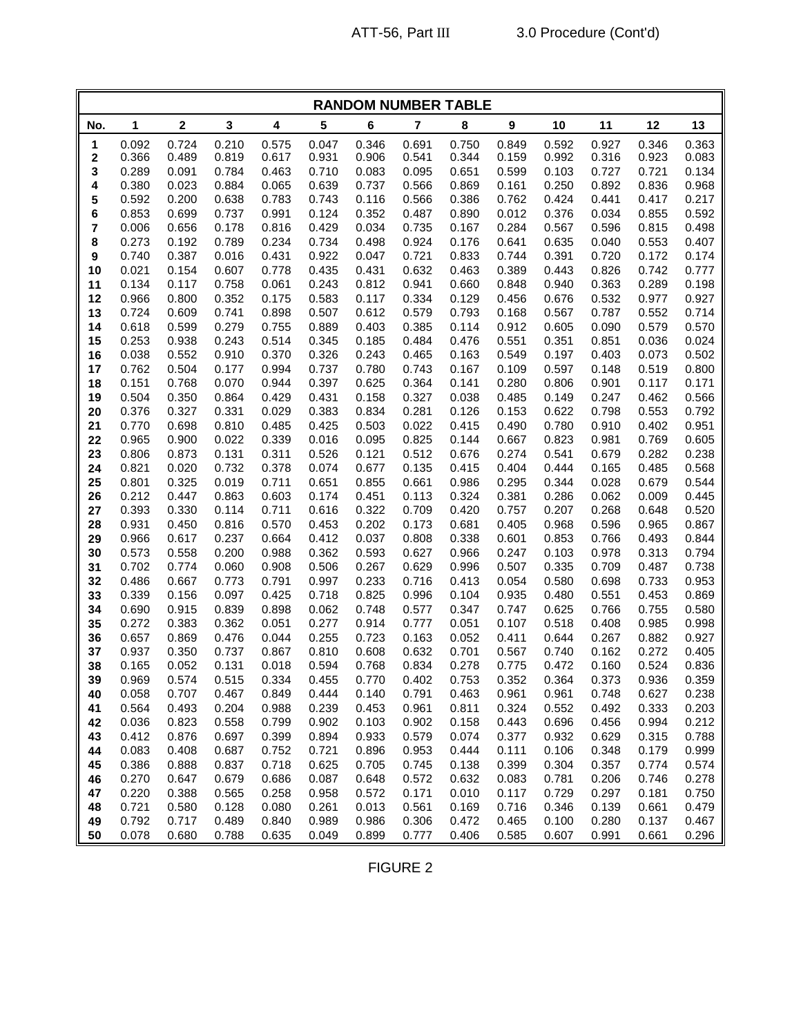**RANDOM NUMBER TABLE**

| No. | 1 | 2 | 3 | 4 | 5 | 6 | 7 | 8 | 9 | 10 | 11 | 12 | 13 |
|---|---|---|---|---|---|---|---|---|---|---|---|---|---|
| 1 | 0.092 | 0.724 | 0.210 | 0.575 | 0.047 | 0.346 | 0.691 | 0.750 | 0.849 | 0.592 | 0.927 | 0.346 | 0.363 |
| 2 | 0.366 | 0.489 | 0.819 | 0.617 | 0.931 | 0.906 | 0.541 | 0.344 | 0.159 | 0.992 | 0.316 | 0.923 | 0.083 |
| 3 | 0.289 | 0.091 | 0.784 | 0.463 | 0.710 | 0.083 | 0.095 | 0.651 | 0.599 | 0.103 | 0.727 | 0.721 | 0.134 |
| 4 | 0.380 | 0.023 | 0.884 | 0.065 | 0.639 | 0.737 | 0.566 | 0.869 | 0.161 | 0.250 | 0.892 | 0.836 | 0.968 |
| 5 | 0.592 | 0.200 | 0.638 | 0.783 | 0.743 | 0.116 | 0.566 | 0.386 | 0.762 | 0.424 | 0.441 | 0.417 | 0.217 |
| 6 | 0.853 | 0.699 | 0.737 | 0.991 | 0.124 | 0.352 | 0.487 | 0.890 | 0.012 | 0.376 | 0.034 | 0.855 | 0.592 |
| 7 | 0.006 | 0.656 | 0.178 | 0.816 | 0.429 | 0.034 | 0.735 | 0.167 | 0.284 | 0.567 | 0.596 | 0.815 | 0.498 |
| 8 | 0.273 | 0.192 | 0.789 | 0.234 | 0.734 | 0.498 | 0.924 | 0.176 | 0.641 | 0.635 | 0.040 | 0.553 | 0.407 |
| 9 | 0.740 | 0.387 | 0.016 | 0.431 | 0.922 | 0.047 | 0.721 | 0.833 | 0.744 | 0.391 | 0.720 | 0.172 | 0.174 |
| 10 | 0.021 | 0.154 | 0.607 | 0.778 | 0.435 | 0.431 | 0.632 | 0.463 | 0.389 | 0.443 | 0.826 | 0.742 | 0.777 |
| 11 | 0.134 | 0.117 | 0.758 | 0.061 | 0.243 | 0.812 | 0.941 | 0.660 | 0.848 | 0.940 | 0.363 | 0.289 | 0.198 |
| 12 | 0.966 | 0.800 | 0.352 | 0.175 | 0.583 | 0.117 | 0.334 | 0.129 | 0.456 | 0.676 | 0.532 | 0.977 | 0.927 |
| 13 | 0.724 | 0.609 | 0.741 | 0.898 | 0.507 | 0.612 | 0.579 | 0.793 | 0.168 | 0.567 | 0.787 | 0.552 | 0.714 |
| 14 | 0.618 | 0.599 | 0.279 | 0.755 | 0.889 | 0.403 | 0.385 | 0.114 | 0.912 | 0.605 | 0.090 | 0.579 | 0.570 |
| 15 | 0.253 | 0.938 | 0.243 | 0.514 | 0.345 | 0.185 | 0.484 | 0.476 | 0.551 | 0.351 | 0.851 | 0.036 | 0.024 |
| 16 | 0.038 | 0.552 | 0.910 | 0.370 | 0.326 | 0.243 | 0.465 | 0.163 | 0.549 | 0.197 | 0.403 | 0.073 | 0.502 |
| 17 | 0.762 | 0.504 | 0.177 | 0.994 | 0.737 | 0.780 | 0.743 | 0.167 | 0.109 | 0.597 | 0.148 | 0.519 | 0.800 |
| 18 | 0.151 | 0.768 | 0.070 | 0.944 | 0.397 | 0.625 | 0.364 | 0.141 | 0.280 | 0.806 | 0.901 | 0.117 | 0.171 |
| 19 | 0.504 | 0.350 | 0.864 | 0.429 | 0.431 | 0.158 | 0.327 | 0.038 | 0.485 | 0.149 | 0.247 | 0.462 | 0.566 |
| 20 | 0.376 | 0.327 | 0.331 | 0.029 | 0.383 | 0.834 | 0.281 | 0.126 | 0.153 | 0.622 | 0.798 | 0.553 | 0.792 |
| 21 | 0.770 | 0.698 | 0.810 | 0.485 | 0.425 | 0.503 | 0.022 | 0.415 | 0.490 | 0.780 | 0.910 | 0.402 | 0.951 |
| 22 | 0.965 | 0.900 | 0.022 | 0.339 | 0.016 | 0.095 | 0.825 | 0.144 | 0.667 | 0.823 | 0.981 | 0.769 | 0.605 |
| 23 | 0.806 | 0.873 | 0.131 | 0.311 | 0.526 | 0.121 | 0.512 | 0.676 | 0.274 | 0.541 | 0.679 | 0.282 | 0.238 |
| 24 | 0.821 | 0.020 | 0.732 | 0.378 | 0.074 | 0.677 | 0.135 | 0.415 | 0.404 | 0.444 | 0.165 | 0.485 | 0.568 |
| 25 | 0.801 | 0.325 | 0.019 | 0.711 | 0.651 | 0.855 | 0.661 | 0.986 | 0.295 | 0.344 | 0.028 | 0.679 | 0.544 |
| 26 | 0.212 | 0.447 | 0.863 | 0.603 | 0.174 | 0.451 | 0.113 | 0.324 | 0.381 | 0.286 | 0.062 | 0.009 | 0.445 |
| 27 | 0.393 | 0.330 | 0.114 | 0.711 | 0.616 | 0.322 | 0.709 | 0.420 | 0.757 | 0.207 | 0.268 | 0.648 | 0.520 |
| 28 | 0.931 | 0.450 | 0.816 | 0.570 | 0.453 | 0.202 | 0.173 | 0.681 | 0.405 | 0.968 | 0.596 | 0.965 | 0.867 |
| 29 | 0.966 | 0.617 | 0.237 | 0.664 | 0.412 | 0.037 | 0.808 | 0.338 | 0.601 | 0.853 | 0.766 | 0.493 | 0.844 |
| 30 | 0.573 | 0.558 | 0.200 | 0.988 | 0.362 | 0.593 | 0.627 | 0.966 | 0.247 | 0.103 | 0.978 | 0.313 | 0.794 |
| 31 | 0.702 | 0.774 | 0.060 | 0.908 | 0.506 | 0.267 | 0.629 | 0.996 | 0.507 | 0.335 | 0.709 | 0.487 | 0.738 |
| 32 | 0.486 | 0.667 | 0.773 | 0.791 | 0.997 | 0.233 | 0.716 | 0.413 | 0.054 | 0.580 | 0.698 | 0.733 | 0.953 |
| 33 | 0.339 | 0.156 | 0.097 | 0.425 | 0.718 | 0.825 | 0.996 | 0.104 | 0.935 | 0.480 | 0.551 | 0.453 | 0.869 |
| 34 | 0.690 | 0.915 | 0.839 | 0.898 | 0.062 | 0.748 | 0.577 | 0.347 | 0.747 | 0.625 | 0.766 | 0.755 | 0.580 |
| 35 | 0.272 | 0.383 | 0.362 | 0.051 | 0.277 | 0.914 | 0.777 | 0.051 | 0.107 | 0.518 | 0.408 | 0.985 | 0.998 |
| 36 | 0.657 | 0.869 | 0.476 | 0.044 | 0.255 | 0.723 | 0.163 | 0.052 | 0.411 | 0.644 | 0.267 | 0.882 | 0.927 |
| 37 | 0.937 | 0.350 | 0.737 | 0.867 | 0.810 | 0.608 | 0.632 | 0.701 | 0.567 | 0.740 | 0.162 | 0.272 | 0.405 |
| 38 | 0.165 | 0.052 | 0.131 | 0.018 | 0.594 | 0.768 | 0.834 | 0.278 | 0.775 | 0.472 | 0.160 | 0.524 | 0.836 |
| 39 | 0.969 | 0.574 | 0.515 | 0.334 | 0.455 | 0.770 | 0.402 | 0.753 | 0.352 | 0.364 | 0.373 | 0.936 | 0.359 |
| 40 | 0.058 | 0.707 | 0.467 | 0.849 | 0.444 | 0.140 | 0.791 | 0.463 | 0.961 | 0.961 | 0.748 | 0.627 | 0.238 |
| 41 | 0.564 | 0.493 | 0.204 | 0.988 | 0.239 | 0.453 | 0.961 | 0.811 | 0.324 | 0.552 | 0.492 | 0.333 | 0.203 |
| 42 | 0.036 | 0.823 | 0.558 | 0.799 | 0.902 | 0.103 | 0.902 | 0.158 | 0.443 | 0.696 | 0.456 | 0.994 | 0.212 |
| 43 | 0.412 | 0.876 | 0.697 | 0.399 | 0.894 | 0.933 | 0.579 | 0.074 | 0.377 | 0.932 | 0.629 | 0.315 | 0.788 |
| 44 | 0.083 | 0.408 | 0.687 | 0.752 | 0.721 | 0.896 | 0.953 | 0.444 | 0.111 | 0.106 | 0.348 | 0.179 | 0.999 |
| 45 | 0.386 | 0.888 | 0.837 | 0.718 | 0.625 | 0.705 | 0.745 | 0.138 | 0.399 | 0.304 | 0.357 | 0.774 | 0.574 |
| 46 | 0.270 | 0.647 | 0.679 | 0.686 | 0.087 | 0.648 | 0.572 | 0.632 | 0.083 | 0.781 | 0.206 | 0.746 | 0.278 |
| 47 | 0.220 | 0.388 | 0.565 | 0.258 | 0.958 | 0.572 | 0.171 | 0.010 | 0.117 | 0.729 | 0.297 | 0.181 | 0.750 |
| 48 | 0.721 | 0.580 | 0.128 | 0.080 | 0.261 | 0.013 | 0.561 | 0.169 | 0.716 | 0.346 | 0.139 | 0.661 | 0.479 |
| 49 | 0.792 | 0.717 | 0.489 | 0.840 | 0.989 | 0.986 | 0.306 | 0.472 | 0.465 | 0.100 | 0.280 | 0.137 | 0.467 |
| 50 | 0.078 | 0.680 | 0.788 | 0.635 | 0.049 | 0.899 | 0.777 | 0.406 | 0.585 | 0.607 | 0.991 | 0.661 | 0.296 |

FIGURE 2